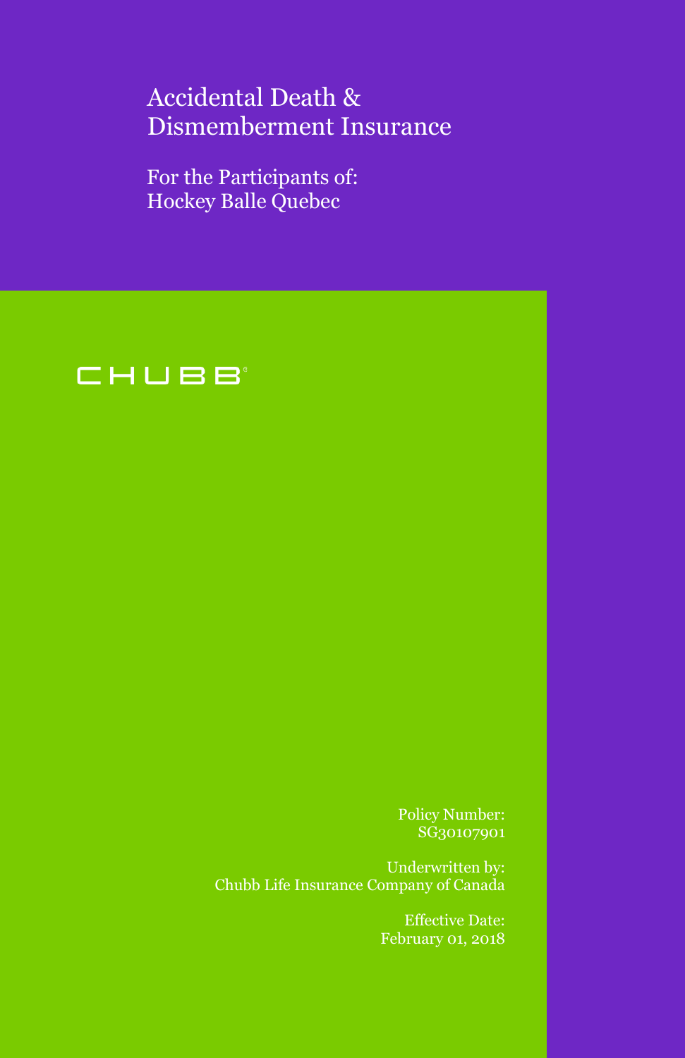# Accidental Death & Dismemberment Insurance

## For the Participants of:
## Hockey Balle Quebec

CHUBB®

Policy Number:
SG30107901

Underwritten by:
Chubb Life Insurance Company of Canada

Effective Date:
February 01, 2018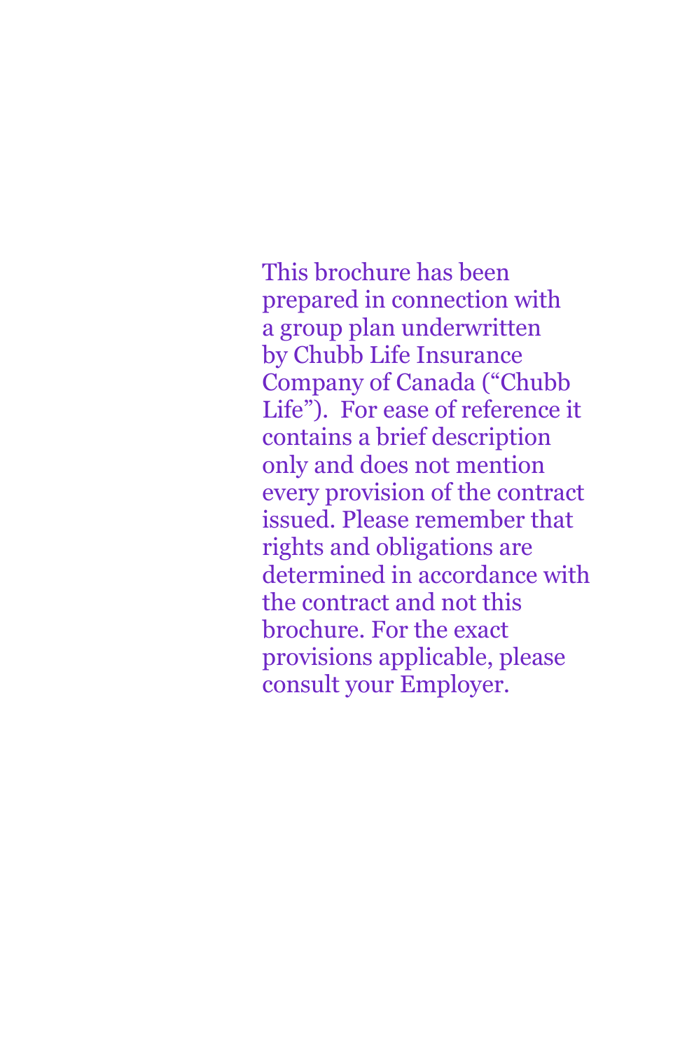This brochure has been prepared in connection with a group plan underwritten by Chubb Life Insurance Company of Canada (“Chubb Life”). For ease of reference it contains a brief description only and does not mention every provision of the contract issued. Please remember that rights and obligations are determined in accordance with the contract and not this brochure. For the exact provisions applicable, please consult your Employer.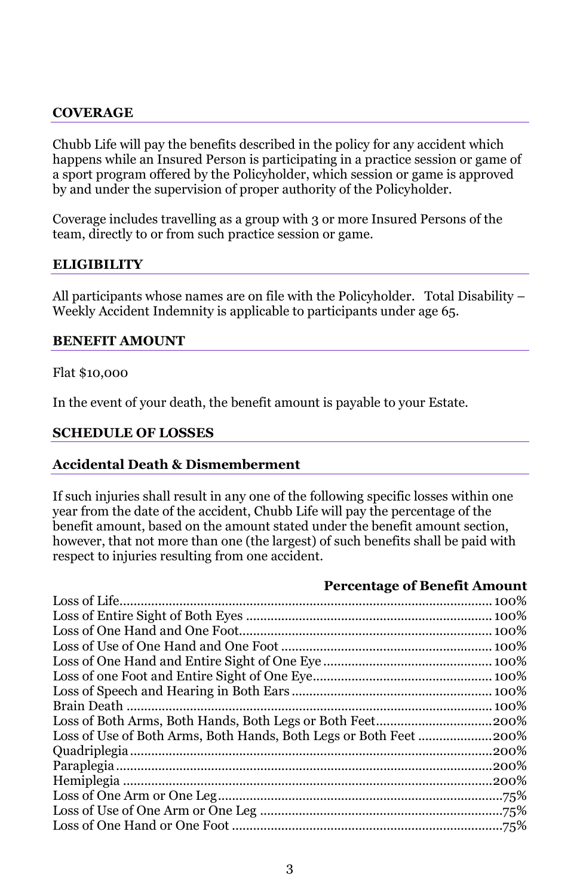## COVERAGE

Chubb Life will pay the benefits described in the policy for any accident which happens while an Insured Person is participating in a practice session or game of a sport program offered by the Policyholder, which session or game is approved by and under the supervision of proper authority of the Policyholder.

Coverage includes travelling as a group with 3 or more Insured Persons of the team, directly to or from such practice session or game.

## ELIGIBILITY

All participants whose names are on file with the Policyholder. Total Disability – Weekly Accident Indemnity is applicable to participants under age 65.

## BENEFIT AMOUNT

Flat $10,000

In the event of your death, the benefit amount is payable to your Estate.

## SCHEDULE OF LOSSES

### Accidental Death & Dismemberment

If such injuries shall result in any one of the following specific losses within one year from the date of the accident, Chubb Life will pay the percentage of the benefit amount, based on the amount stated under the benefit amount section, however, that not more than one (the largest) of such benefits shall be paid with respect to injuries resulting from one accident.

| Loss | Percentage of Benefit Amount |
|---|---|
| Loss of Life | 100% |
| Loss of Entire Sight of Both Eyes | 100% |
| Loss of One Hand and One Foot | 100% |
| Loss of Use of One Hand and One Foot | 100% |
| Loss of One Hand and Entire Sight of One Eye | 100% |
| Loss of one Foot and Entire Sight of One Eye | 100% |
| Loss of Speech and Hearing in Both Ears | 100% |
| Brain Death | 100% |
| Loss of Both Arms, Both Hands, Both Legs or Both Feet | 200% |
| Loss of Use of Both Arms, Both Hands, Both Legs or Both Feet | 200% |
| Quadriplegia | 200% |
| Paraplegia | 200% |
| Hemiplegia | 200% |
| Loss of One Arm or One Leg | 75% |
| Loss of Use of One Arm or One Leg | 75% |
| Loss of One Hand or One Foot | 75% |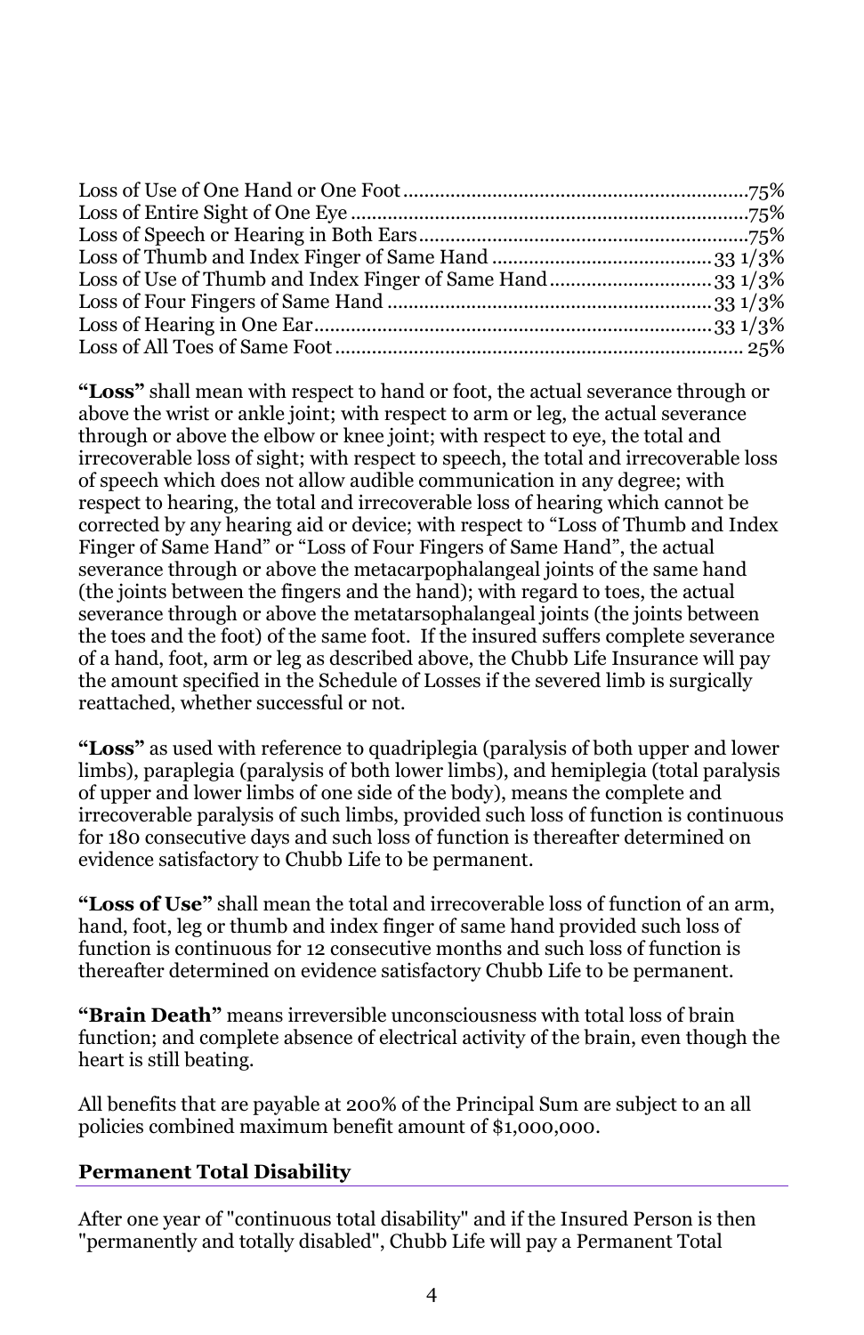| | |
|---|---|
| Loss of Use of One Hand or One Foot | 75% |
| Loss of Entire Sight of One Eye | 75% |
| Loss of Speech or Hearing in Both Ears | 75% |
| Loss of Thumb and Index Finger of Same Hand | 33 1/3% |
| Loss of Use of Thumb and Index Finger of Same Hand | 33 1/3% |
| Loss of Four Fingers of Same Hand | 33 1/3% |
| Loss of Hearing in One Ear | 33 1/3% |
| Loss of All Toes of Same Foot | 25% |

**"Loss"** shall mean with respect to hand or foot, the actual severance through or above the wrist or ankle joint; with respect to arm or leg, the actual severance through or above the elbow or knee joint; with respect to eye, the total and irrecoverable loss of sight; with respect to speech, the total and irrecoverable loss of speech which does not allow audible communication in any degree; with respect to hearing, the total and irrecoverable loss of hearing which cannot be corrected by any hearing aid or device; with respect to "Loss of Thumb and Index Finger of Same Hand" or "Loss of Four Fingers of Same Hand", the actual severance through or above the metacarpophalangeal joints of the same hand (the joints between the fingers and the hand); with regard to toes, the actual severance through or above the metatarsophalangeal joints (the joints between the toes and the foot) of the same foot. If the insured suffers complete severance of a hand, foot, arm or leg as described above, the Chubb Life Insurance will pay the amount specified in the Schedule of Losses if the severed limb is surgically reattached, whether successful or not.

**"Loss"** as used with reference to quadriplegia (paralysis of both upper and lower limbs), paraplegia (paralysis of both lower limbs), and hemiplegia (total paralysis of upper and lower limbs of one side of the body), means the complete and irrecoverable paralysis of such limbs, provided such loss of function is continuous for 180 consecutive days and such loss of function is thereafter determined on evidence satisfactory to Chubb Life to be permanent.

**"Loss of Use"** shall mean the total and irrecoverable loss of function of an arm, hand, foot, leg or thumb and index finger of same hand provided such loss of function is continuous for 12 consecutive months and such loss of function is thereafter determined on evidence satisfactory Chubb Life to be permanent.

**"Brain Death"** means irreversible unconsciousness with total loss of brain function; and complete absence of electrical activity of the brain, even though the heart is still beating.

All benefits that are payable at 200% of the Principal Sum are subject to an all policies combined maximum benefit amount of $1,000,000.

## Permanent Total Disability

After one year of "continuous total disability" and if the Insured Person is then "permanently and totally disabled", Chubb Life will pay a Permanent Total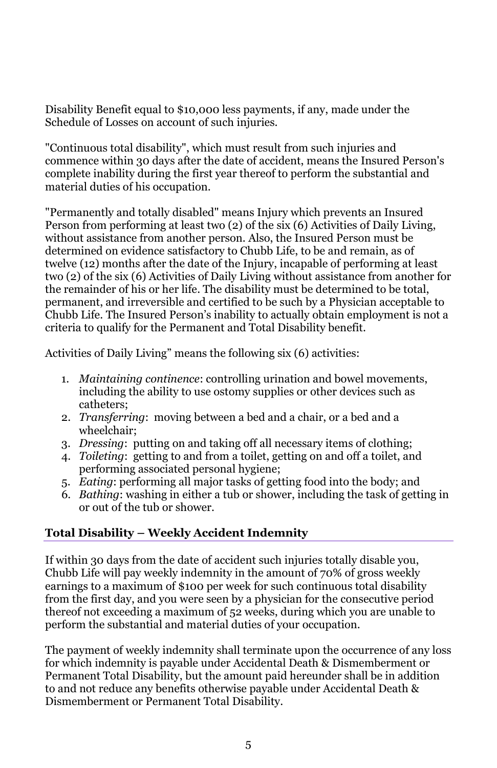Disability Benefit equal to $10,000 less payments, if any, made under the Schedule of Losses on account of such injuries.

"Continuous total disability", which must result from such injuries and commence within 30 days after the date of accident, means the Insured Person's complete inability during the first year thereof to perform the substantial and material duties of his occupation.

"Permanently and totally disabled" means Injury which prevents an Insured Person from performing at least two (2) of the six (6) Activities of Daily Living, without assistance from another person. Also, the Insured Person must be determined on evidence satisfactory to Chubb Life, to be and remain, as of twelve (12) months after the date of the Injury, incapable of performing at least two (2) of the six (6) Activities of Daily Living without assistance from another for the remainder of his or her life. The disability must be determined to be total, permanent, and irreversible and certified to be such by a Physician acceptable to Chubb Life. The Insured Person's inability to actually obtain employment is not a criteria to qualify for the Permanent and Total Disability benefit.

Activities of Daily Living" means the following six (6) activities:

1. *Maintaining continence*: controlling urination and bowel movements, including the ability to use ostomy supplies or other devices such as catheters;
2. *Transferring*: moving between a bed and a chair, or a bed and a wheelchair;
3. *Dressing*: putting on and taking off all necessary items of clothing;
4. *Toileting*: getting to and from a toilet, getting on and off a toilet, and performing associated personal hygiene;
5. *Eating*: performing all major tasks of getting food into the body; and
6. *Bathing*: washing in either a tub or shower, including the task of getting in or out of the tub or shower.

### Total Disability – Weekly Accident Indemnity

If within 30 days from the date of accident such injuries totally disable you, Chubb Life will pay weekly indemnity in the amount of 70% of gross weekly earnings to a maximum of $100 per week for such continuous total disability from the first day, and you were seen by a physician for the consecutive period thereof not exceeding a maximum of 52 weeks, during which you are unable to perform the substantial and material duties of your occupation.

The payment of weekly indemnity shall terminate upon the occurrence of any loss for which indemnity is payable under Accidental Death & Dismemberment or Permanent Total Disability, but the amount paid hereunder shall be in addition to and not reduce any benefits otherwise payable under Accidental Death & Dismemberment or Permanent Total Disability.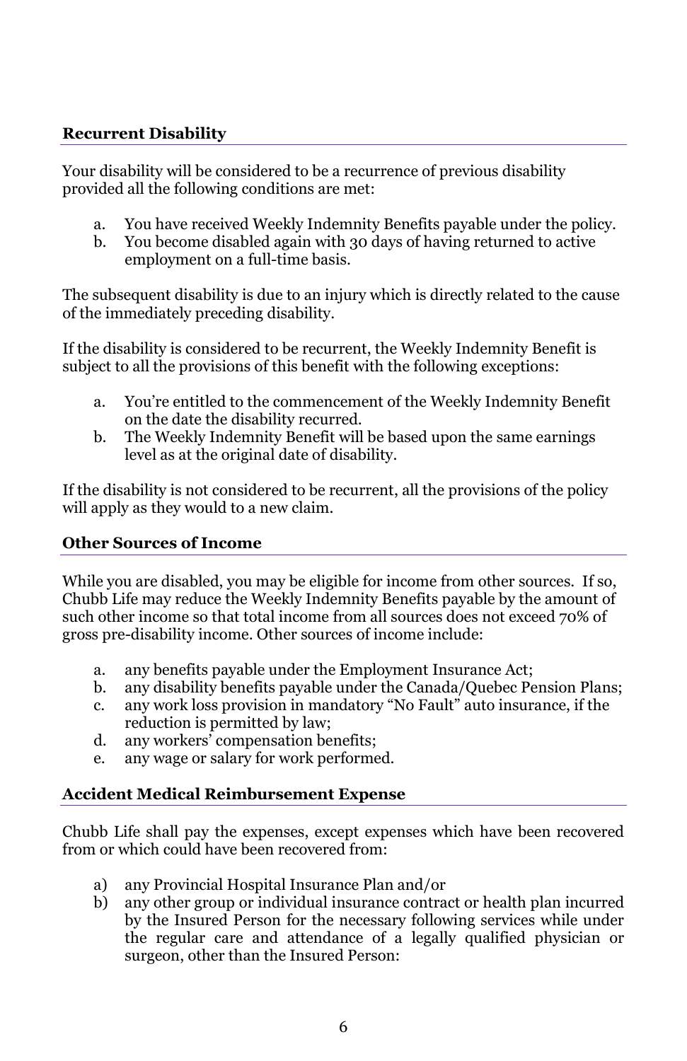## Recurrent Disability

Your disability will be considered to be a recurrence of previous disability provided all the following conditions are met:

a. You have received Weekly Indemnity Benefits payable under the policy.
b. You become disabled again with 30 days of having returned to active employment on a full-time basis.

The subsequent disability is due to an injury which is directly related to the cause of the immediately preceding disability.

If the disability is considered to be recurrent, the Weekly Indemnity Benefit is subject to all the provisions of this benefit with the following exceptions:

a. You're entitled to the commencement of the Weekly Indemnity Benefit on the date the disability recurred.
b. The Weekly Indemnity Benefit will be based upon the same earnings level as at the original date of disability.

If the disability is not considered to be recurrent, all the provisions of the policy will apply as they would to a new claim.

## Other Sources of Income

While you are disabled, you may be eligible for income from other sources. If so, Chubb Life may reduce the Weekly Indemnity Benefits payable by the amount of such other income so that total income from all sources does not exceed 70% of gross pre-disability income. Other sources of income include:

a. any benefits payable under the Employment Insurance Act;
b. any disability benefits payable under the Canada/Quebec Pension Plans;
c. any work loss provision in mandatory "No Fault" auto insurance, if the reduction is permitted by law;
d. any workers' compensation benefits;
e. any wage or salary for work performed.

## Accident Medical Reimbursement Expense

Chubb Life shall pay the expenses, except expenses which have been recovered from or which could have been recovered from:

a) any Provincial Hospital Insurance Plan and/or
b) any other group or individual insurance contract or health plan incurred by the Insured Person for the necessary following services while under the regular care and attendance of a legally qualified physician or surgeon, other than the Insured Person: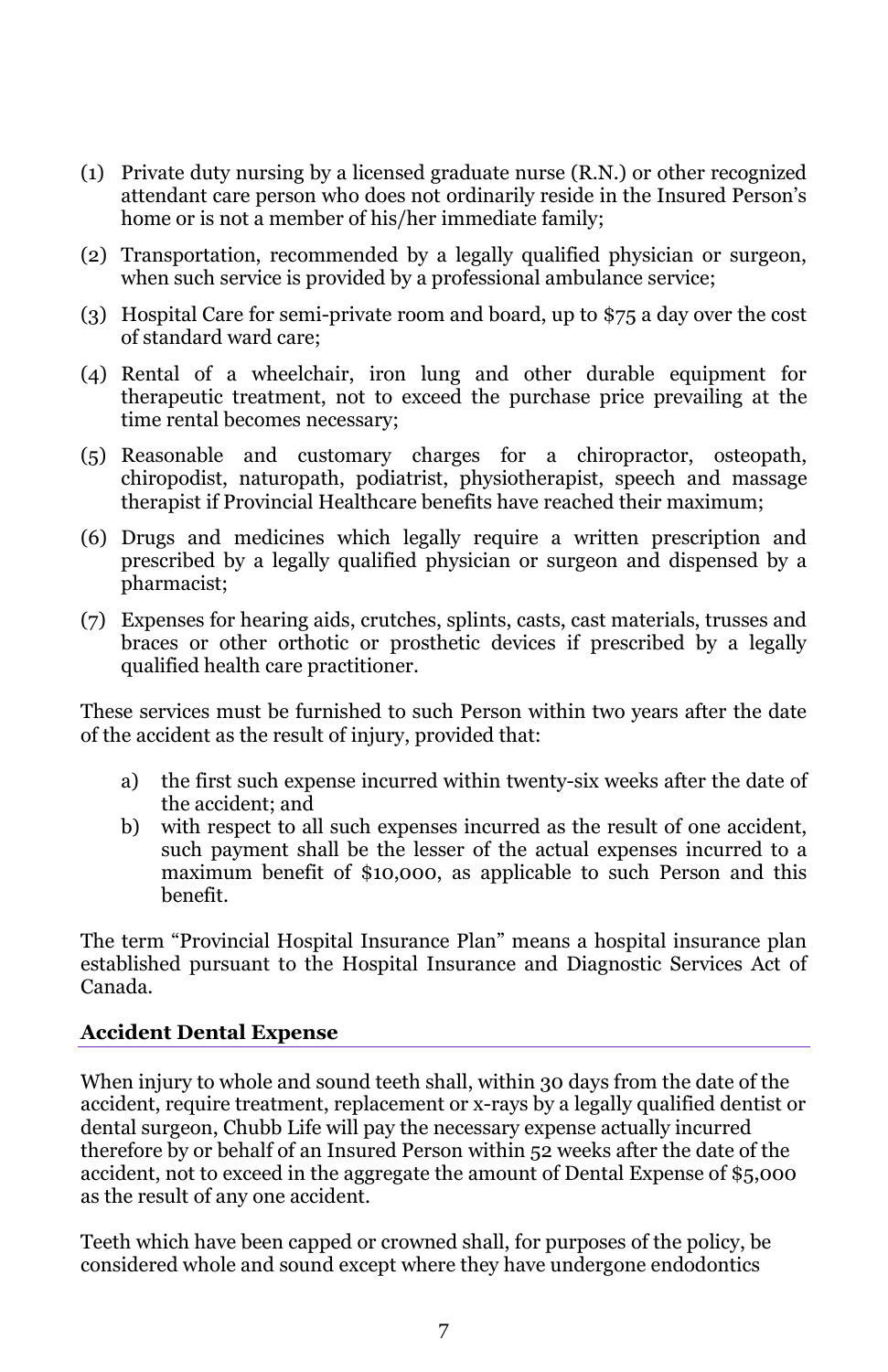(1) Private duty nursing by a licensed graduate nurse (R.N.) or other recognized attendant care person who does not ordinarily reside in the Insured Person's home or is not a member of his/her immediate family;

(2) Transportation, recommended by a legally qualified physician or surgeon, when such service is provided by a professional ambulance service;

(3) Hospital Care for semi-private room and board, up to $75 a day over the cost of standard ward care;

(4) Rental of a wheelchair, iron lung and other durable equipment for therapeutic treatment, not to exceed the purchase price prevailing at the time rental becomes necessary;

(5) Reasonable and customary charges for a chiropractor, osteopath, chiropodist, naturopath, podiatrist, physiotherapist, speech and massage therapist if Provincial Healthcare benefits have reached their maximum;

(6) Drugs and medicines which legally require a written prescription and prescribed by a legally qualified physician or surgeon and dispensed by a pharmacist;

(7) Expenses for hearing aids, crutches, splints, casts, cast materials, trusses and braces or other orthotic or prosthetic devices if prescribed by a legally qualified health care practitioner.

These services must be furnished to such Person within two years after the date of the accident as the result of injury, provided that:

a) the first such expense incurred within twenty-six weeks after the date of the accident; and
b) with respect to all such expenses incurred as the result of one accident, such payment shall be the lesser of the actual expenses incurred to a maximum benefit of $10,000, as applicable to such Person and this benefit.

The term "Provincial Hospital Insurance Plan" means a hospital insurance plan established pursuant to the Hospital Insurance and Diagnostic Services Act of Canada.

## Accident Dental Expense

When injury to whole and sound teeth shall, within 30 days from the date of the accident, require treatment, replacement or x-rays by a legally qualified dentist or dental surgeon, Chubb Life will pay the necessary expense actually incurred therefore by or behalf of an Insured Person within 52 weeks after the date of the accident, not to exceed in the aggregate the amount of Dental Expense of $5,000 as the result of any one accident.

Teeth which have been capped or crowned shall, for purposes of the policy, be considered whole and sound except where they have undergone endodontics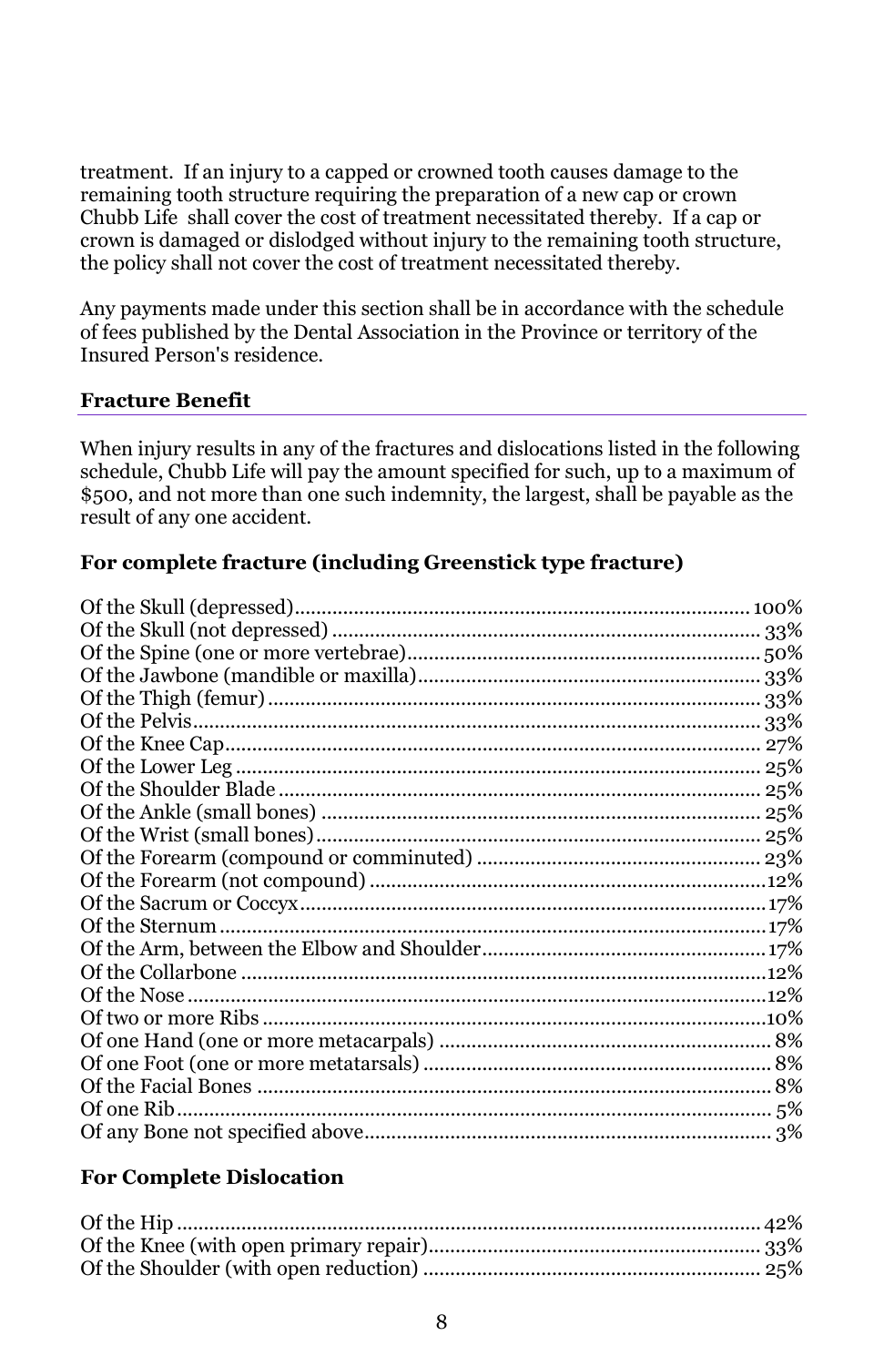treatment. If an injury to a capped or crowned tooth causes damage to the remaining tooth structure requiring the preparation of a new cap or crown Chubb Life shall cover the cost of treatment necessitated thereby. If a cap or crown is damaged or dislodged without injury to the remaining tooth structure, the policy shall not cover the cost of treatment necessitated thereby.

Any payments made under this section shall be in accordance with the schedule of fees published by the Dental Association in the Province or territory of the Insured Person's residence.

### Fracture Benefit

When injury results in any of the fractures and dislocations listed in the following schedule, Chubb Life will pay the amount specified for such, up to a maximum of $500, and not more than one such indemnity, the largest, shall be payable as the result of any one accident.

**For complete fracture (including Greenstick type fracture)**

| | |
|---|---|
| Of the Skull (depressed) | 100% |
| Of the Skull (not depressed) | 33% |
| Of the Spine (one or more vertebrae) | 50% |
| Of the Jawbone (mandible or maxilla) | 33% |
| Of the Thigh (femur) | 33% |
| Of the Pelvis | 33% |
| Of the Knee Cap | 27% |
| Of the Lower Leg | 25% |
| Of the Shoulder Blade | 25% |
| Of the Ankle (small bones) | 25% |
| Of the Wrist (small bones) | 25% |
| Of the Forearm (compound or comminuted) | 23% |
| Of the Forearm (not compound) | 12% |
| Of the Sacrum or Coccyx | 17% |
| Of the Sternum | 17% |
| Of the Arm, between the Elbow and Shoulder | 17% |
| Of the Collarbone | 12% |
| Of the Nose | 12% |
| Of two or more Ribs | 10% |
| Of one Hand (one or more metacarpals) | 8% |
| Of one Foot (one or more metatarsals) | 8% |
| Of the Facial Bones | 8% |
| Of one Rib | 5% |
| Of any Bone not specified above | 3% |

**For Complete Dislocation**

| | |
|---|---|
| Of the Hip | 42% |
| Of the Knee (with open primary repair) | 33% |
| Of the Shoulder (with open reduction) | 25% |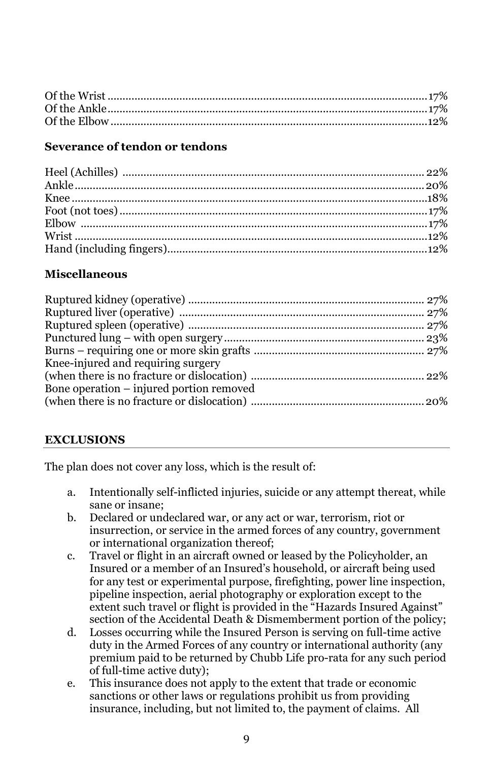Of the Wrist .......................................................................................................17%
Of the Ankle.......................................................................................................17%
Of the Elbow.......................................................................................................12%

**Severance of tendon or tendons**

Heel (Achilles) ................................................................................................ 22%
Ankle..................................................................................................................20%
Knee ...................................................................................................................18%
Foot (not toes).....................................................................................................17%
Elbow ................................................................................................................17%
Wrist ...................................................................................................................12%
Hand (including fingers).....................................................................................12%

**Miscellaneous**

Ruptured kidney (operative) ............................................................................ 27%
Ruptured liver (operative) ............................................................................... 27%
Ruptured spleen (operative) ............................................................................ 27%
Punctured lung – with open surgery.................................................................. 23%
Burns – requiring one or more skin grafts ........................................................ 27%
Knee-injured and requiring surgery
(when there is no fracture or dislocation) ......................................................... 22%
Bone operation – injured portion removed
(when there is no fracture or dislocation) .........................................................20%

**EXCLUSIONS**

The plan does not cover any loss, which is the result of:

a. Intentionally self-inflicted injuries, suicide or any attempt thereat, while sane or insane;
b. Declared or undeclared war, or any act or war, terrorism, riot or insurrection, or service in the armed forces of any country, government or international organization thereof;
c. Travel or flight in an aircraft owned or leased by the Policyholder, an Insured or a member of an Insured's household, or aircraft being used for any test or experimental purpose, firefighting, power line inspection, pipeline inspection, aerial photography or exploration except to the extent such travel or flight is provided in the "Hazards Insured Against" section of the Accidental Death & Dismemberment portion of the policy;
d. Losses occurring while the Insured Person is serving on full-time active duty in the Armed Forces of any country or international authority (any premium paid to be returned by Chubb Life pro-rata for any such period of full-time active duty);
e. This insurance does not apply to the extent that trade or economic sanctions or other laws or regulations prohibit us from providing insurance, including, but not limited to, the payment of claims. All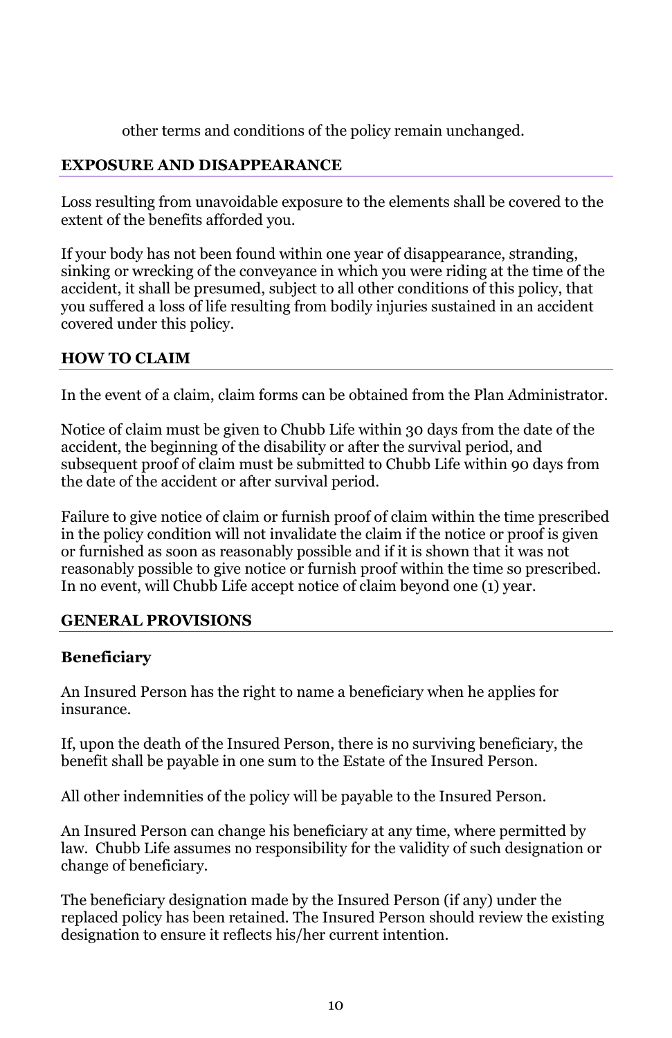other terms and conditions of the policy remain unchanged.

## EXPOSURE AND DISAPPEARANCE

Loss resulting from unavoidable exposure to the elements shall be covered to the extent of the benefits afforded you.

If your body has not been found within one year of disappearance, stranding, sinking or wrecking of the conveyance in which you were riding at the time of the accident, it shall be presumed, subject to all other conditions of this policy, that you suffered a loss of life resulting from bodily injuries sustained in an accident covered under this policy.

## HOW TO CLAIM

In the event of a claim, claim forms can be obtained from the Plan Administrator.

Notice of claim must be given to Chubb Life within 30 days from the date of the accident, the beginning of the disability or after the survival period, and subsequent proof of claim must be submitted to Chubb Life within 90 days from the date of the accident or after survival period.

Failure to give notice of claim or furnish proof of claim within the time prescribed in the policy condition will not invalidate the claim if the notice or proof is given or furnished as soon as reasonably possible and if it is shown that it was not reasonably possible to give notice or furnish proof within the time so prescribed. In no event, will Chubb Life accept notice of claim beyond one (1) year.

## GENERAL PROVISIONS

### Beneficiary

An Insured Person has the right to name a beneficiary when he applies for insurance.

If, upon the death of the Insured Person, there is no surviving beneficiary, the benefit shall be payable in one sum to the Estate of the Insured Person.

All other indemnities of the policy will be payable to the Insured Person.

An Insured Person can change his beneficiary at any time, where permitted by law. Chubb Life assumes no responsibility for the validity of such designation or change of beneficiary.

The beneficiary designation made by the Insured Person (if any) under the replaced policy has been retained. The Insured Person should review the existing designation to ensure it reflects his/her current intention.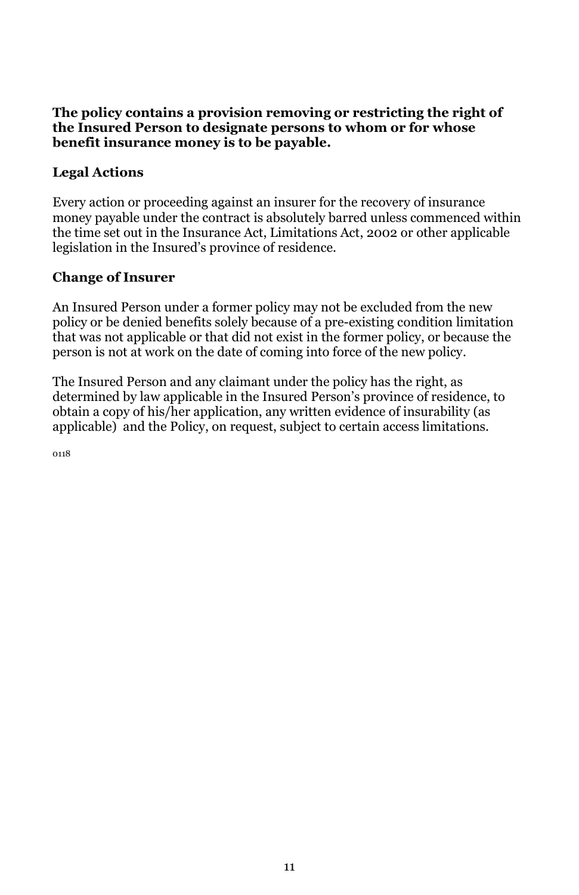**The policy contains a provision removing or restricting the right of the Insured Person to designate persons to whom or for whose benefit insurance money is to be payable.**

## Legal Actions

Every action or proceeding against an insurer for the recovery of insurance money payable under the contract is absolutely barred unless commenced within the time set out in the Insurance Act, Limitations Act, 2002 or other applicable legislation in the Insured's province of residence.

## Change of Insurer

An Insured Person under a former policy may not be excluded from the new policy or be denied benefits solely because of a pre-existing condition limitation that was not applicable or that did not exist in the former policy, or because the person is not at work on the date of coming into force of the new policy.

The Insured Person and any claimant under the policy has the right, as determined by law applicable in the Insured Person's province of residence, to obtain a copy of his/her application, any written evidence of insurability (as applicable) and the Policy, on request, subject to certain access limitations.

0118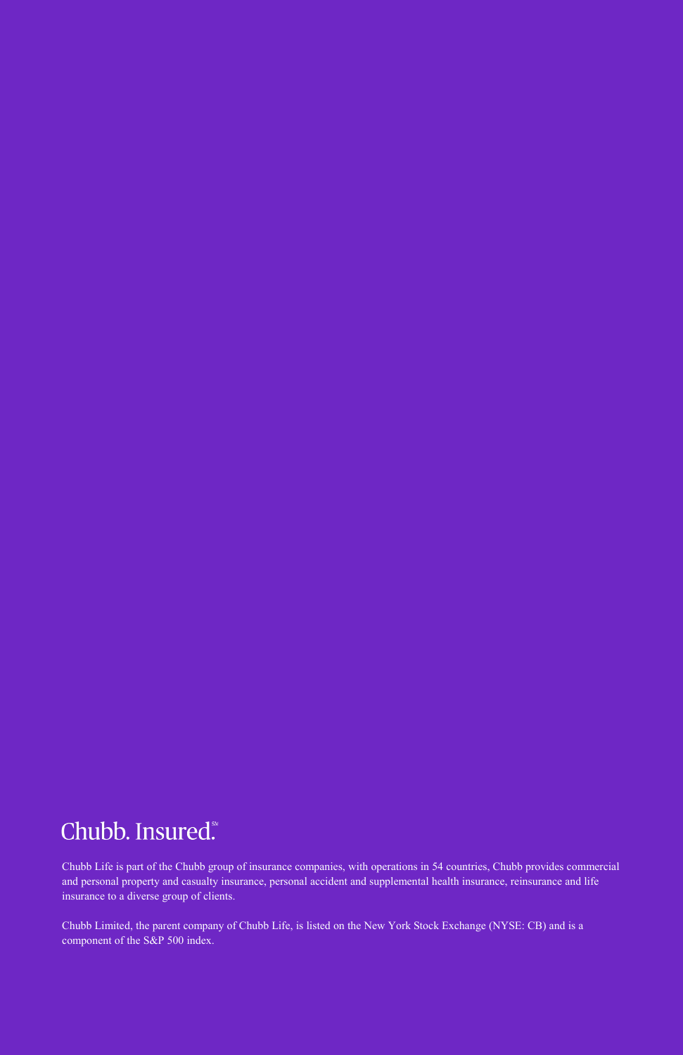Chubb. Insured.[SM]

Chubb Life is part of the Chubb group of insurance companies, with operations in 54 countries, Chubb provides commercial and personal property and casualty insurance, personal accident and supplemental health insurance, reinsurance and life insurance to a diverse group of clients.

Chubb Limited, the parent company of Chubb Life, is listed on the New York Stock Exchange (NYSE: CB) and is a component of the S&P 500 index.